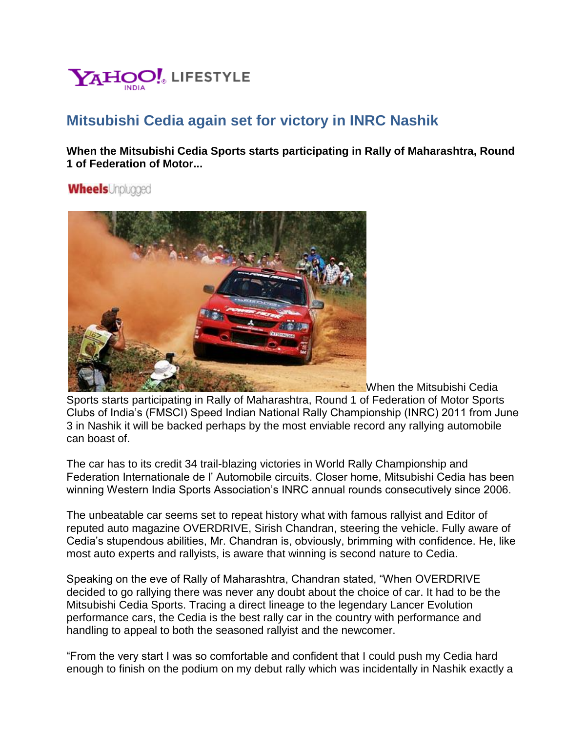YAHOO! INDIA LIFESTYLE

# Mitsubishi Cedia again set for victory in INRC Nashik

**When the Mitsubishi Cedia Sports starts participating in Rally of Maharashtra, Round 1 of Federation of Motor...**

WheelsUnplugged

When the Mitsubishi Cedia Sports starts participating in Rally of Maharashtra, Round 1 of Federation of Motor Sports Clubs of India's (FMSCI) Speed Indian National Rally Championship (INRC) 2011 from June 3 in Nashik it will be backed perhaps by the most enviable record any rallying automobile can boast of.

The car has to its credit 34 trail-blazing victories in World Rally Championship and Federation Internationale de l' Automobile circuits. Closer home, Mitsubishi Cedia has been winning Western India Sports Association's INRC annual rounds consecutively since 2006.

The unbeatable car seems set to repeat history what with famous rallyist and Editor of reputed auto magazine OVERDRIVE, Sirish Chandran, steering the vehicle. Fully aware of Cedia's stupendous abilities, Mr. Chandran is, obviously, brimming with confidence. He, like most auto experts and rallyists, is aware that winning is second nature to Cedia.

Speaking on the eve of Rally of Maharashtra, Chandran stated, "When OVERDRIVE decided to go rallying there was never any doubt about the choice of car. It had to be the Mitsubishi Cedia Sports. Tracing a direct lineage to the legendary Lancer Evolution performance cars, the Cedia is the best rally car in the country with performance and handling to appeal to both the seasoned rallyist and the newcomer.

"From the very start I was so comfortable and confident that I could push my Cedia hard enough to finish on the podium on my debut rally which was incidentally in Nashik exactly a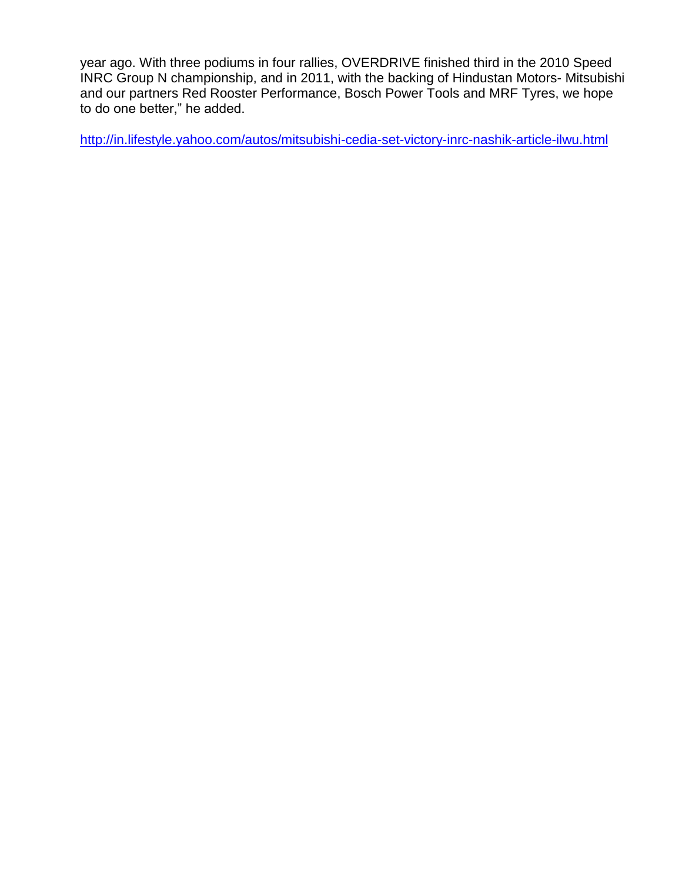year ago. With three podiums in four rallies, OVERDRIVE finished third in the 2010 Speed INRC Group N championship, and in 2011, with the backing of Hindustan Motors- Mitsubishi and our partners Red Rooster Performance, Bosch Power Tools and MRF Tyres, we hope to do one better," he added.

http://in.lifestyle.yahoo.com/autos/mitsubishi-cedia-set-victory-inrc-nashik-article-ilwu.html